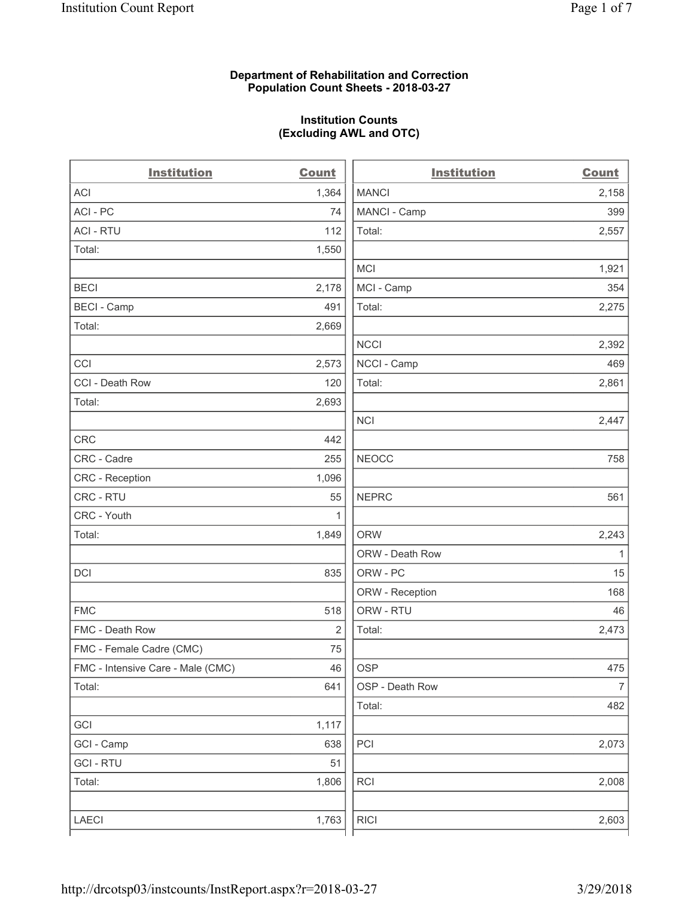**Department of Rehabilitation and Correction**
**Population Count Sheets - 2018-03-27**

**Institution Counts**
**(Excluding AWL and OTC)**

| Institution | Count |
|---|---|
| ACI | 1,364 |
| ACI - PC | 74 |
| ACI - RTU | 112 |
| Total: | 1,550 |
| | |
| BECI | 2,178 |
| BECI - Camp | 491 |
| Total: | 2,669 |
| | |
| CCI | 2,573 |
| CCI - Death Row | 120 |
| Total: | 2,693 |
| | |
| CRC | 442 |
| CRC - Cadre | 255 |
| CRC - Reception | 1,096 |
| CRC - RTU | 55 |
| CRC - Youth | 1 |
| Total: | 1,849 |
| | |
| DCI | 835 |
| | |
| FMC | 518 |
| FMC - Death Row | 2 |
| FMC - Female Cadre (CMC) | 75 |
| FMC - Intensive Care - Male (CMC) | 46 |
| Total: | 641 |
| | |
| GCI | 1,117 |
| GCI - Camp | 638 |
| GCI - RTU | 51 |
| Total: | 1,806 |
| | |
| LAECI | 1,763 |

| Institution | Count |
|---|---|
| MANCI | 2,158 |
| MANCI - Camp | 399 |
| Total: | 2,557 |
| | |
| MCI | 1,921 |
| MCI - Camp | 354 |
| Total: | 2,275 |
| | |
| NCCI | 2,392 |
| NCCI - Camp | 469 |
| Total: | 2,861 |
| | |
| NCI | 2,447 |
| | |
| NEOCC | 758 |
| | |
| NEPRC | 561 |
| | |
| ORW | 2,243 |
| ORW - Death Row | 1 |
| ORW - PC | 15 |
| ORW - Reception | 168 |
| ORW - RTU | 46 |
| Total: | 2,473 |
| | |
| OSP | 475 |
| OSP - Death Row | 7 |
| Total: | 482 |
| | |
| PCI | 2,073 |
| | |
| RCI | 2,008 |
| | |
| RICI | 2,603 |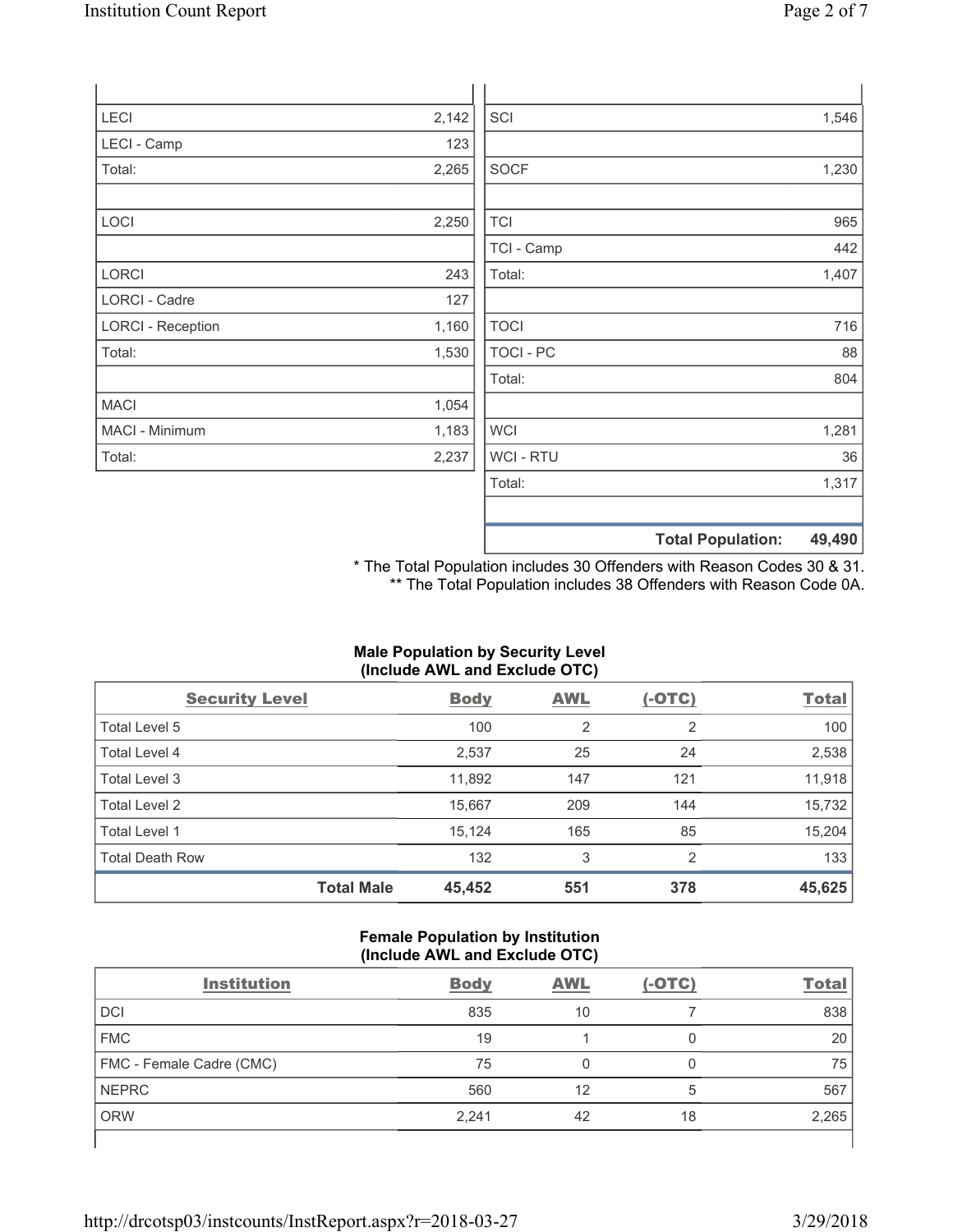| | |
|---|---|
| LECI | 2,142 |
| LECI - Camp | 123 |
| Total: | 2,265 |
| | |
| LOCI | 2,250 |
| | |
| LORCI | 243 |
| LORCI - Cadre | 127 |
| LORCI - Reception | 1,160 |
| Total: | 1,530 |
| | |
| MACI | 1,054 |
| MACI - Minimum | 1,183 |
| Total: | 2,237 |

| | |
|---|---|
| SCI | 1,546 |
| | |
| SOCF | 1,230 |
| | |
| TCI | 965 |
| TCI - Camp | 442 |
| Total: | 1,407 |
| | |
| TOCI | 716 |
| TOCI - PC | 88 |
| Total: | 804 |
| | |
| WCI | 1,281 |
| WCI - RTU | 36 |
| Total: | 1,317 |
| | |
| **Total Population:** | **49,490** |

* The Total Population includes 30 Offenders with Reason Codes 30 & 31.
** The Total Population includes 38 Offenders with Reason Code 0A.

### Male Population by Security Level (Include AWL and Exclude OTC)

| Security Level | Body | AWL | (-OTC) | Total |
|---|---|---|---|---|
| Total Level 5 | 100 | 2 | 2 | 100 |
| Total Level 4 | 2,537 | 25 | 24 | 2,538 |
| Total Level 3 | 11,892 | 147 | 121 | 11,918 |
| Total Level 2 | 15,667 | 209 | 144 | 15,732 |
| Total Level 1 | 15,124 | 165 | 85 | 15,204 |
| Total Death Row | 132 | 3 | 2 | 133 |
| **Total Male** | **45,452** | **551** | **378** | **45,625** |

### Female Population by Institution (Include AWL and Exclude OTC)

| Institution | Body | AWL | (-OTC) | Total |
|---|---|---|---|---|
| DCI | 835 | 10 | 7 | 838 |
| FMC | 19 | 1 | 0 | 20 |
| FMC - Female Cadre (CMC) | 75 | 0 | 0 | 75 |
| NEPRC | 560 | 12 | 5 | 567 |
| ORW | 2,241 | 42 | 18 | 2,265 |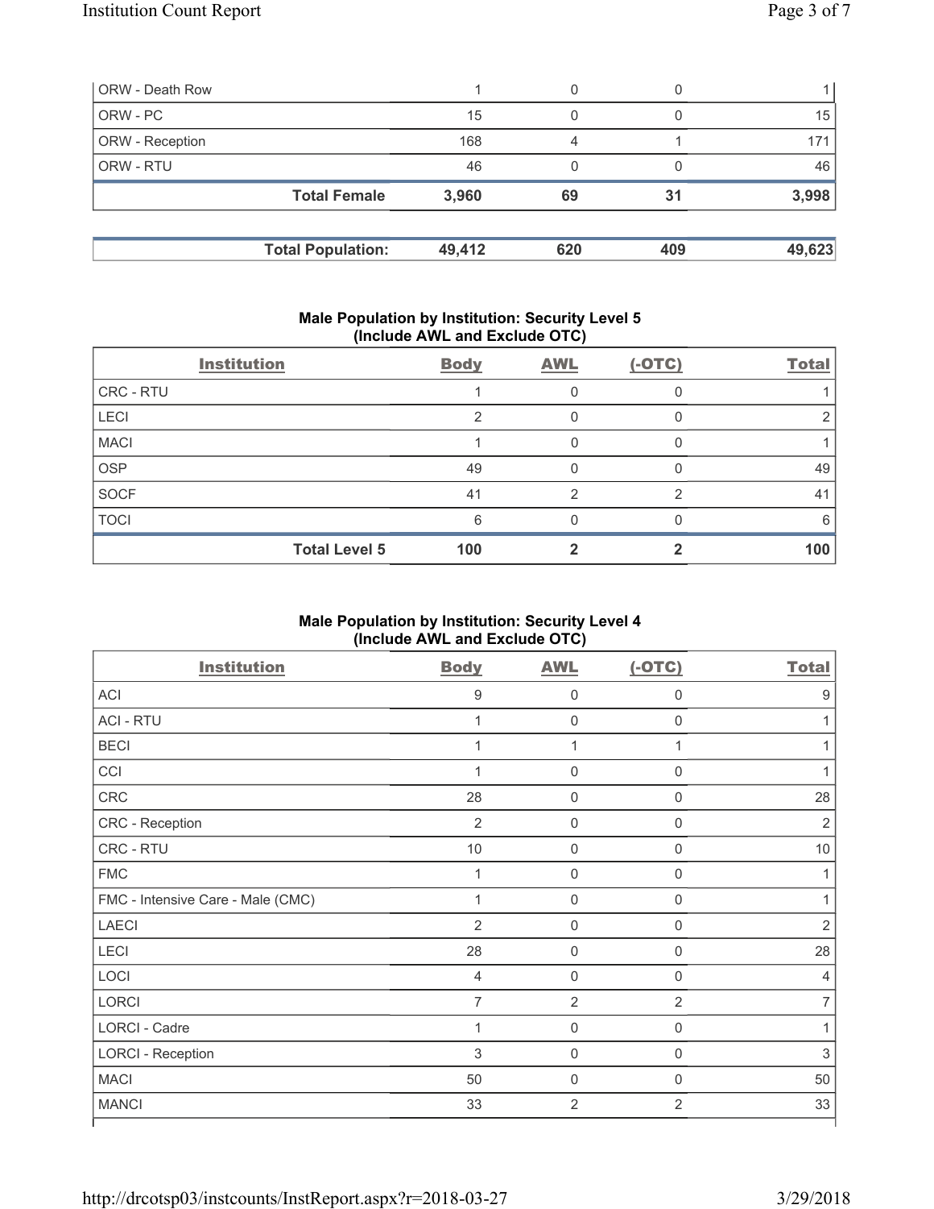| | | | | |
|---|---|---|---|---|
| ORW - Death Row | 1 | 0 | 0 | 1 |
| ORW - PC | 15 | 0 | 0 | 15 |
| ORW - Reception | 168 | 4 | 1 | 171 |
| ORW - RTU | 46 | 0 | 0 | 46 |
| **Total Female** | **3,960** | **69** | **31** | **3,998** |

| | | | | |
|---|---|---|---|---|
| **Total Population:** | **49,412** | **620** | **409** | **49,623** |

### Male Population by Institution: Security Level 5 (Include AWL and Exclude OTC)

| Institution | Body | AWL | (-OTC) | Total |
|---|---|---|---|---|
| CRC - RTU | 1 | 0 | 0 | 1 |
| LECI | 2 | 0 | 0 | 2 |
| MACI | 1 | 0 | 0 | 1 |
| OSP | 49 | 0 | 0 | 49 |
| SOCF | 41 | 2 | 2 | 41 |
| TOCI | 6 | 0 | 0 | 6 |
| **Total Level 5** | **100** | **2** | **2** | **100** |

### Male Population by Institution: Security Level 4 (Include AWL and Exclude OTC)

| Institution | Body | AWL | (-OTC) | Total |
|---|---|---|---|---|
| ACI | 9 | 0 | 0 | 9 |
| ACI - RTU | 1 | 0 | 0 | 1 |
| BECI | 1 | 1 | 1 | 1 |
| CCI | 1 | 0 | 0 | 1 |
| CRC | 28 | 0 | 0 | 28 |
| CRC - Reception | 2 | 0 | 0 | 2 |
| CRC - RTU | 10 | 0 | 0 | 10 |
| FMC | 1 | 0 | 0 | 1 |
| FMC - Intensive Care - Male (CMC) | 1 | 0 | 0 | 1 |
| LAECI | 2 | 0 | 0 | 2 |
| LECI | 28 | 0 | 0 | 28 |
| LOCI | 4 | 0 | 0 | 4 |
| LORCI | 7 | 2 | 2 | 7 |
| LORCI - Cadre | 1 | 0 | 0 | 1 |
| LORCI - Reception | 3 | 0 | 0 | 3 |
| MACI | 50 | 0 | 0 | 50 |
| MANCI | 33 | 2 | 2 | 33 |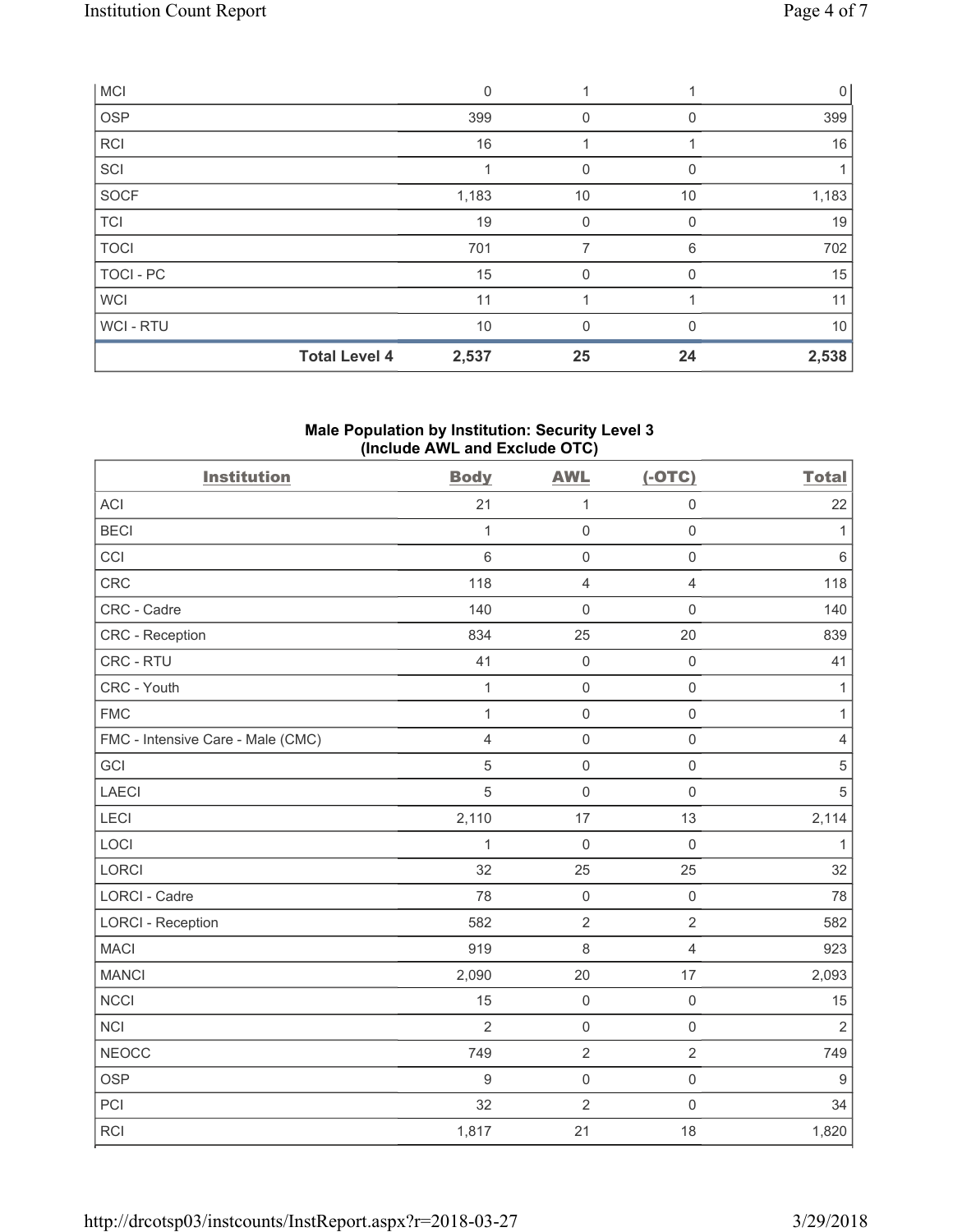| | | | | |
|---|---|---|---|---|
| MCI | 0 | 1 | 1 | 0 |
| OSP | 399 | 0 | 0 | 399 |
| RCI | 16 | 1 | 1 | 16 |
| SCI | 1 | 0 | 0 | 1 |
| SOCF | 1,183 | 10 | 10 | 1,183 |
| TCI | 19 | 0 | 0 | 19 |
| TOCI | 701 | 7 | 6 | 702 |
| TOCI - PC | 15 | 0 | 0 | 15 |
| WCI | 11 | 1 | 1 | 11 |
| WCI - RTU | 10 | 0 | 0 | 10 |
| **Total Level 4** | **2,537** | **25** | **24** | **2,538** |

## Male Population by Institution: Security Level 3 (Include AWL and Exclude OTC)

| Institution | Body | AWL | (-OTC) | Total |
|---|---|---|---|---|
| ACI | 21 | 1 | 0 | 22 |
| BECI | 1 | 0 | 0 | 1 |
| CCI | 6 | 0 | 0 | 6 |
| CRC | 118 | 4 | 4 | 118 |
| CRC - Cadre | 140 | 0 | 0 | 140 |
| CRC - Reception | 834 | 25 | 20 | 839 |
| CRC - RTU | 41 | 0 | 0 | 41 |
| CRC - Youth | 1 | 0 | 0 | 1 |
| FMC | 1 | 0 | 0 | 1 |
| FMC - Intensive Care - Male (CMC) | 4 | 0 | 0 | 4 |
| GCI | 5 | 0 | 0 | 5 |
| LAECI | 5 | 0 | 0 | 5 |
| LECI | 2,110 | 17 | 13 | 2,114 |
| LOCI | 1 | 0 | 0 | 1 |
| LORCI | 32 | 25 | 25 | 32 |
| LORCI - Cadre | 78 | 0 | 0 | 78 |
| LORCI - Reception | 582 | 2 | 2 | 582 |
| MACI | 919 | 8 | 4 | 923 |
| MANCI | 2,090 | 20 | 17 | 2,093 |
| NCCI | 15 | 0 | 0 | 15 |
| NCI | 2 | 0 | 0 | 2 |
| NEOCC | 749 | 2 | 2 | 749 |
| OSP | 9 | 0 | 0 | 9 |
| PCI | 32 | 2 | 0 | 34 |
| RCI | 1,817 | 21 | 18 | 1,820 |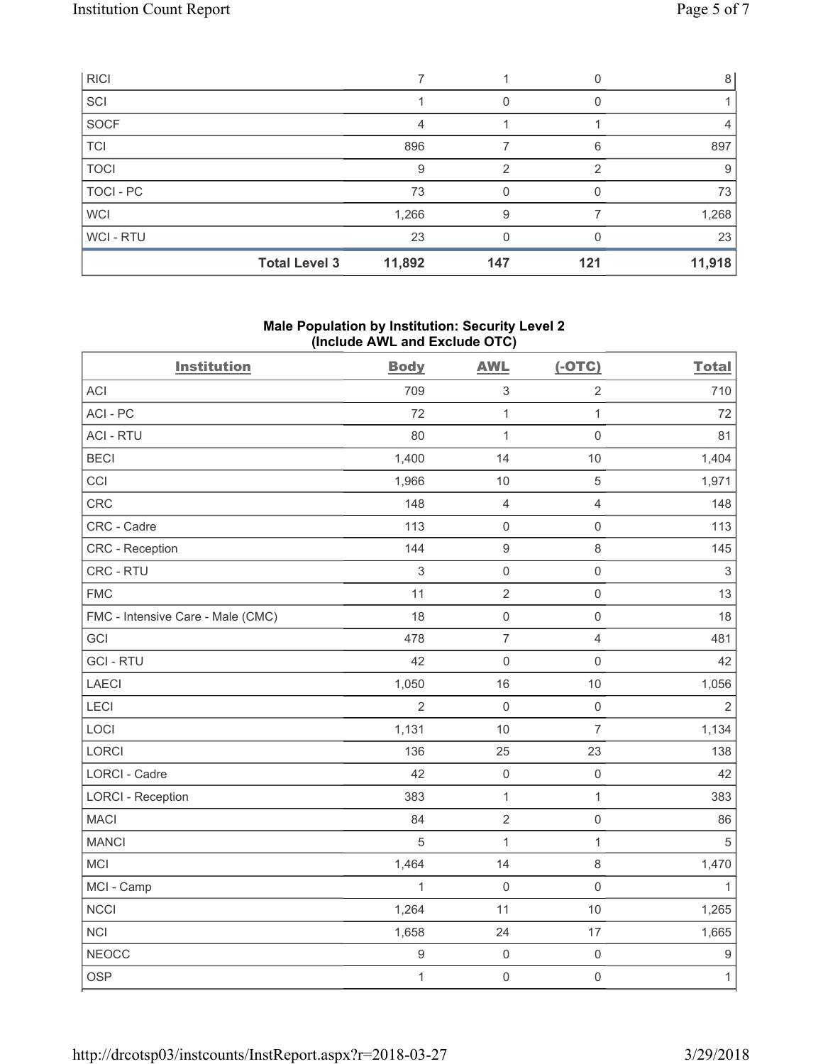| | | | | |
|---|---|---|---|---|
| RICI | 7 | 1 | 0 | 8 |
| SCI | 1 | 0 | 0 | 1 |
| SOCF | 4 | 1 | 1 | 4 |
| TCI | 896 | 7 | 6 | 897 |
| TOCI | 9 | 2 | 2 | 9 |
| TOCI - PC | 73 | 0 | 0 | 73 |
| WCI | 1,266 | 9 | 7 | 1,268 |
| WCI - RTU | 23 | 0 | 0 | 23 |
| **Total Level 3** | **11,892** | **147** | **121** | **11,918** |

### Male Population by Institution: Security Level 2 (Include AWL and Exclude OTC)

| Institution | Body | AWL | (-OTC) | Total |
|---|---|---|---|---|
| ACI | 709 | 3 | 2 | 710 |
| ACI - PC | 72 | 1 | 1 | 72 |
| ACI - RTU | 80 | 1 | 0 | 81 |
| BECI | 1,400 | 14 | 10 | 1,404 |
| CCI | 1,966 | 10 | 5 | 1,971 |
| CRC | 148 | 4 | 4 | 148 |
| CRC - Cadre | 113 | 0 | 0 | 113 |
| CRC - Reception | 144 | 9 | 8 | 145 |
| CRC - RTU | 3 | 0 | 0 | 3 |
| FMC | 11 | 2 | 0 | 13 |
| FMC - Intensive Care - Male (CMC) | 18 | 0 | 0 | 18 |
| GCI | 478 | 7 | 4 | 481 |
| GCI - RTU | 42 | 0 | 0 | 42 |
| LAECI | 1,050 | 16 | 10 | 1,056 |
| LECI | 2 | 0 | 0 | 2 |
| LOCI | 1,131 | 10 | 7 | 1,134 |
| LORCI | 136 | 25 | 23 | 138 |
| LORCI - Cadre | 42 | 0 | 0 | 42 |
| LORCI - Reception | 383 | 1 | 1 | 383 |
| MACI | 84 | 2 | 0 | 86 |
| MANCI | 5 | 1 | 1 | 5 |
| MCI | 1,464 | 14 | 8 | 1,470 |
| MCI - Camp | 1 | 0 | 0 | 1 |
| NCCI | 1,264 | 11 | 10 | 1,265 |
| NCI | 1,658 | 24 | 17 | 1,665 |
| NEOCC | 9 | 0 | 0 | 9 |
| OSP | 1 | 0 | 0 | 1 |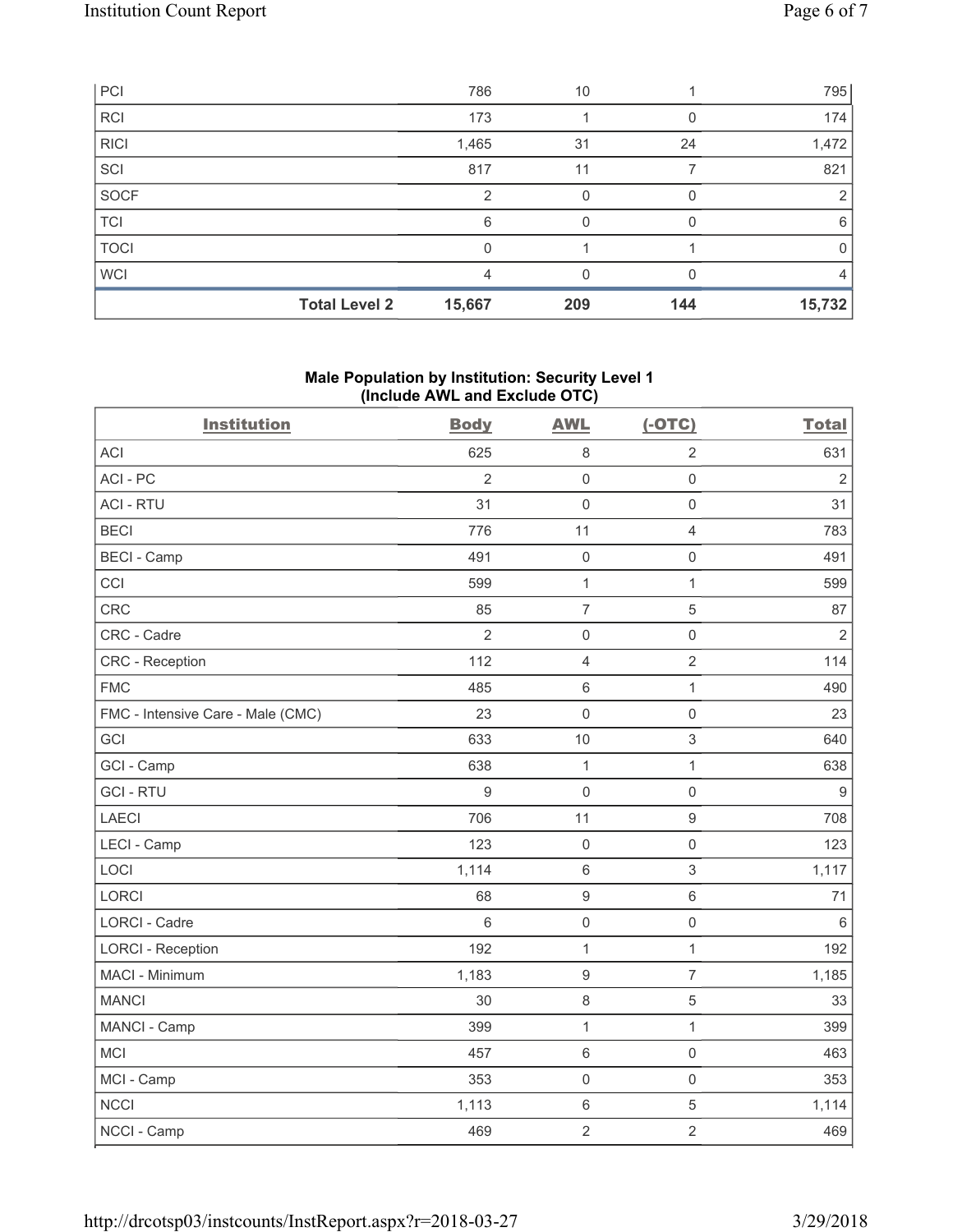| | | | | |
|---|---|---|---|---|
| PCI | 786 | 10 | 1 | 795 |
| RCI | 173 | 1 | 0 | 174 |
| RICI | 1,465 | 31 | 24 | 1,472 |
| SCI | 817 | 11 | 7 | 821 |
| SOCF | 2 | 0 | 0 | 2 |
| TCI | 6 | 0 | 0 | 6 |
| TOCI | 0 | 1 | 1 | 0 |
| WCI | 4 | 0 | 0 | 4 |
| **Total Level 2** | **15,667** | **209** | **144** | **15,732** |

**Male Population by Institution: Security Level 1 (Include AWL and Exclude OTC)**

| Institution | Body | AWL | (-OTC) | Total |
|---|---|---|---|---|
| ACI | 625 | 8 | 2 | 631 |
| ACI - PC | 2 | 0 | 0 | 2 |
| ACI - RTU | 31 | 0 | 0 | 31 |
| BECI | 776 | 11 | 4 | 783 |
| BECI - Camp | 491 | 0 | 0 | 491 |
| CCI | 599 | 1 | 1 | 599 |
| CRC | 85 | 7 | 5 | 87 |
| CRC - Cadre | 2 | 0 | 0 | 2 |
| CRC - Reception | 112 | 4 | 2 | 114 |
| FMC | 485 | 6 | 1 | 490 |
| FMC - Intensive Care - Male (CMC) | 23 | 0 | 0 | 23 |
| GCI | 633 | 10 | 3 | 640 |
| GCI - Camp | 638 | 1 | 1 | 638 |
| GCI - RTU | 9 | 0 | 0 | 9 |
| LAECI | 706 | 11 | 9 | 708 |
| LECI - Camp | 123 | 0 | 0 | 123 |
| LOCI | 1,114 | 6 | 3 | 1,117 |
| LORCI | 68 | 9 | 6 | 71 |
| LORCI - Cadre | 6 | 0 | 0 | 6 |
| LORCI - Reception | 192 | 1 | 1 | 192 |
| MACI - Minimum | 1,183 | 9 | 7 | 1,185 |
| MANCI | 30 | 8 | 5 | 33 |
| MANCI - Camp | 399 | 1 | 1 | 399 |
| MCI | 457 | 6 | 0 | 463 |
| MCI - Camp | 353 | 0 | 0 | 353 |
| NCCI | 1,113 | 6 | 5 | 1,114 |
| NCCI - Camp | 469 | 2 | 2 | 469 |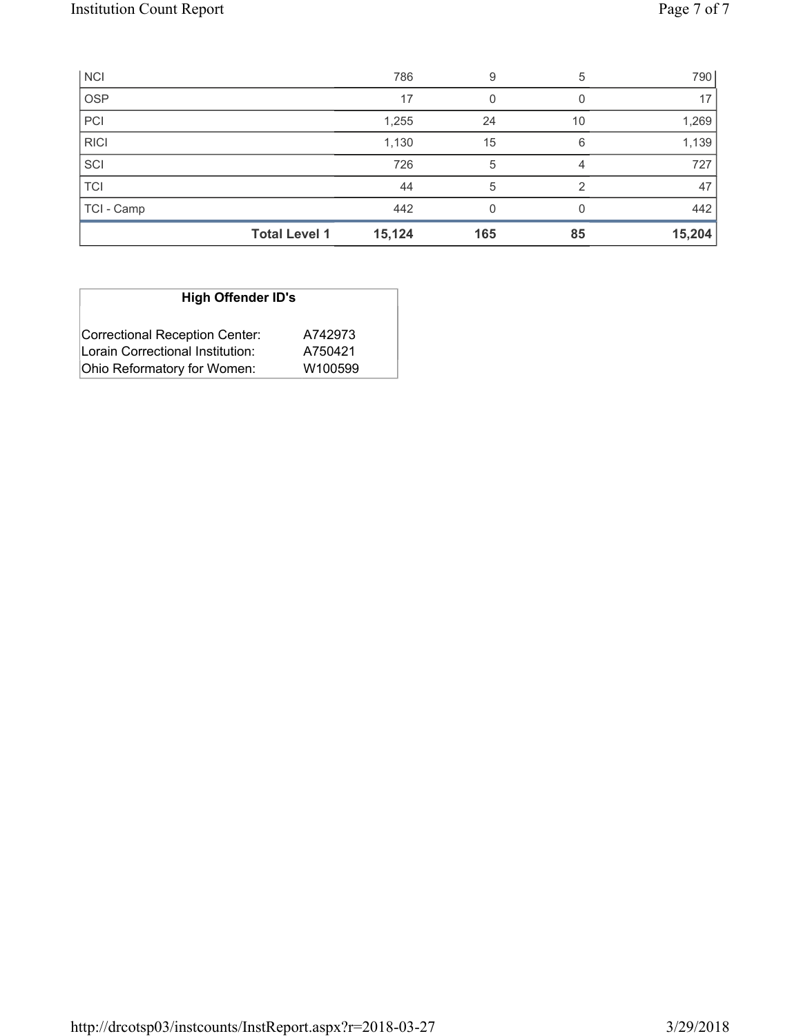| | | | | |
|---|---|---|---|---|
| NCI | 786 | 9 | 5 | 790 |
| OSP | 17 | 0 | 0 | 17 |
| PCI | 1,255 | 24 | 10 | 1,269 |
| RICI | 1,130 | 15 | 6 | 1,139 |
| SCI | 726 | 5 | 4 | 727 |
| TCI | 44 | 5 | 2 | 47 |
| TCI - Camp | 442 | 0 | 0 | 442 |
| **Total Level 1** | **15,124** | **165** | **85** | **15,204** |

| High Offender ID's | |
|---|---|
| Correctional Reception Center: | A742973 |
| Lorain Correctional Institution: | A750421 |
| Ohio Reformatory for Women: | W100599 |